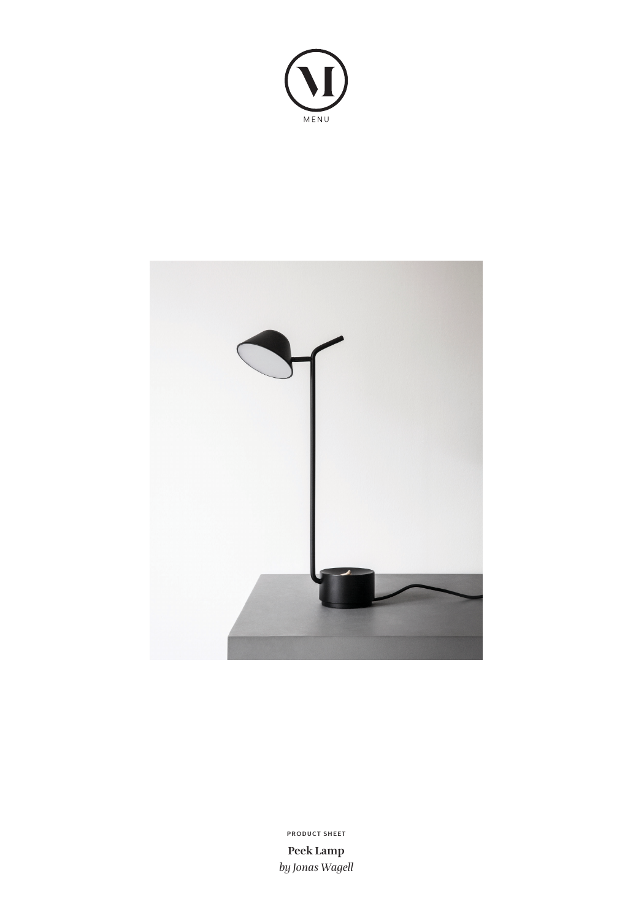MENU

PRODUCT SHEET

**Peek Lamp**

*by Jonas Wagell*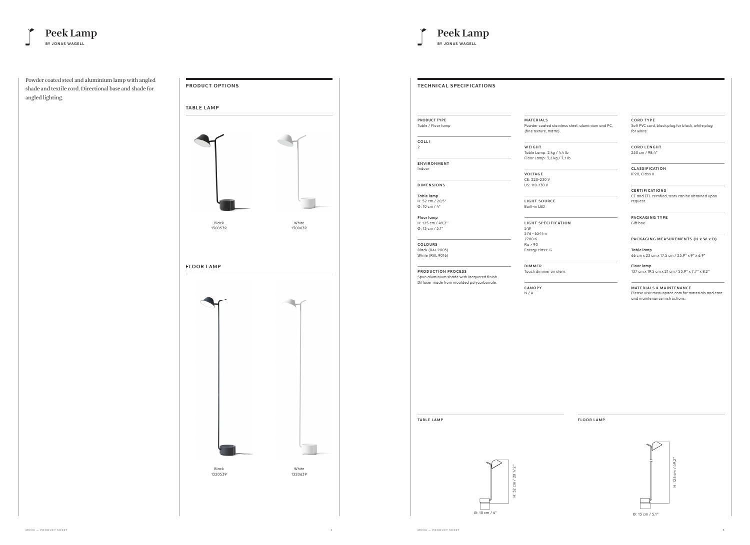# Peek Lamp

BY JONAS WAGELL

Powder coated steel and aluminium lamp with angled shade and textile cord. Directional base and shade for angled lighting.

## PRODUCT OPTIONS

### TABLE LAMP

Black
1300539

White
1300639

### FLOOR LAMP

Black
1320539

White
1320639

# Peek Lamp

BY JONAS WAGELL

## TECHNICAL SPECIFICATIONS

**PRODUCT TYPE**
Table / Floor lamp

**COLLI**
2

**ENVIRONMENT**
Indoor

**DIMENSIONS**

**Table lamp**
H: 52 cm / 20,5"
Ø: 10 cm / 4"

**Floor lamp**
H: 125 cm / 49,2''
Ø: 13 cm / 5,1''

**COLOURS**
Black (RAL 9005)
White (RAL 9016)

**PRODUCTION PROCESS**
Spun aluminium shade with lacquered finish. Diffuser made from moulded polycarbonate.

**MATERIALS**
Powder coated stainless steel, aluminium and PC, (fine texture, matte).

**WEIGHT**
Table Lamp: 2 kg / 4,4 lb
Floor Lamp: 3,2 kg / 7,1 lb

**VOLTAGE**
CE: 220-230 V
US: 110-130 V

**LIGHT SOURCE**
Built-in LED

**LIGHT SPECIFICATION**
5 W
576 - 654 lm
2700 K
Ra > 90
Energy class: G

**DIMMER**
Touch dimmer on stem.

**CANOPY**
N / A

**CORD TYPE**
Soft PVC cord, black plug for black, white plug for white.

**CORD LENGHT**
250 cm / 98,4"

**CLASSIFICATION**
IP20, Class II

**CERTIFICATIONS**
CE and ETL certified, tests can be obtained upon request.

**PACKAGING TYPE**
Gift box

**PACKAGING MEASUREMENTS (H x W x D)**

**Table lamp**
66 cm x 23 cm x 17,5 cm / 25,9" x 9" x 6,9"

**Floor lamp**
137 cm x 19,5 cm x 21 cm / 53,9" x 7,7" x 8,2"

**MATERIALS & MAINTENANCE**
Please visit menuspace.com for materials and care and maintenance instructions.

**TABLE LAMP**

H: 52 cm / 20 1/2"
Ø: 10 cm / 4"

**FLOOR LAMP**

H: 125 cm / 49,2"
Ø: 13 cm / 5,1"